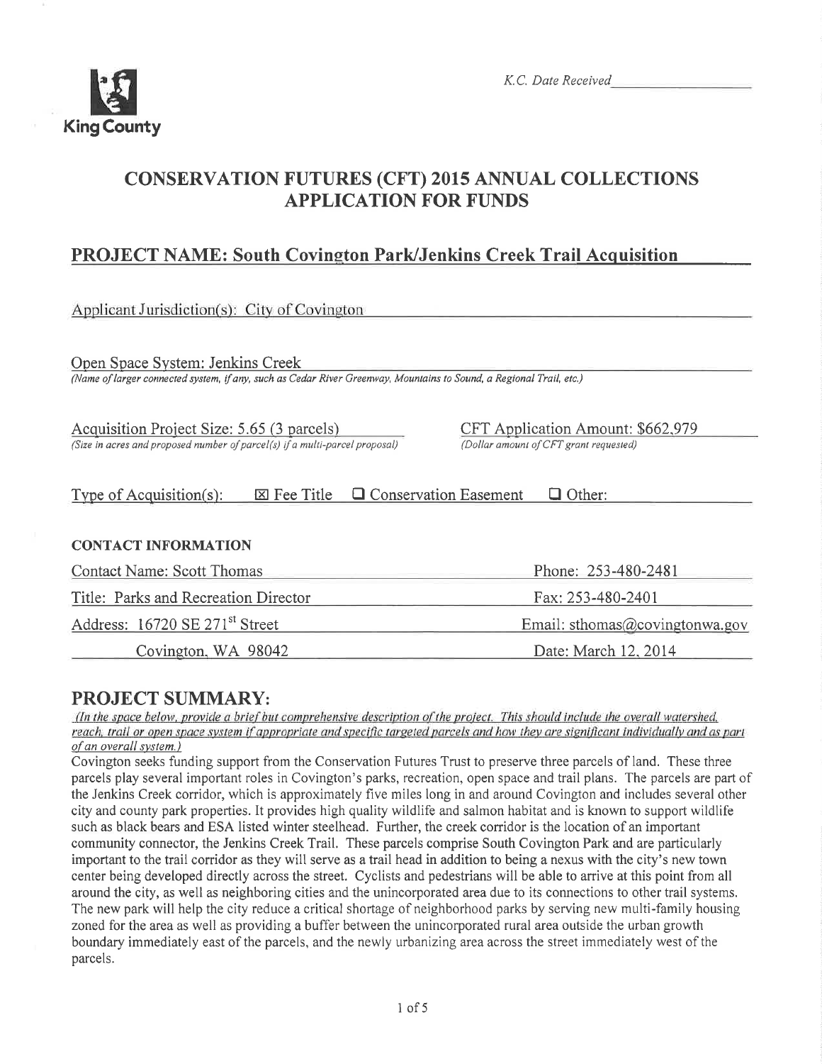King County

K.C. Date Received ___________

# CONSERVATION FUTURES (CFT) 2015 ANNUAL COLLECTIONS APPLICATION FOR FUNDS

## PROJECT NAME: South Covington Park/Jenkins Creek Trail Acquisition

Applicant Jurisdiction(s): City of Covington

Open Space System: Jenkins Creek
*(Name of larger connected system, if any, such as Cedar River Greenway, Mountains to Sound, a Regional Trail, etc.)*

Acquisition Project Size: 5.65 (3 parcels)
*(Size in acres and proposed number of parcel(s) if a multi-parcel proposal)*

CFT Application Amount: $662,979
*(Dollar amount of CFT grant requested)*

Type of Acquisition(s): ☒ Fee Title ☐ Conservation Easement ☐ Other:

**CONTACT INFORMATION**

| | |
|---|---|
| Contact Name: Scott Thomas | Phone: 253-480-2481 |
| Title: Parks and Recreation Director | Fax: 253-480-2401 |
| Address: 16720 SE 271st Street | Email: sthomas@covingtonwa.gov |
| Covington, WA 98042 | Date: March 12, 2014 |

## PROJECT SUMMARY:

*(In the space below, provide a brief but comprehensive description of the project. This should include the overall watershed, reach, trail or open space system if appropriate and specific targeted parcels and how they are significant individually and as part of an overall system.)*

Covington seeks funding support from the Conservation Futures Trust to preserve three parcels of land. These three parcels play several important roles in Covington's parks, recreation, open space and trail plans. The parcels are part of the Jenkins Creek corridor, which is approximately five miles long in and around Covington and includes several other city and county park properties. It provides high quality wildlife and salmon habitat and is known to support wildlife such as black bears and ESA listed winter steelhead. Further, the creek corridor is the location of an important community connector, the Jenkins Creek Trail. These parcels comprise South Covington Park and are particularly important to the trail corridor as they will serve as a trail head in addition to being a nexus with the city's new town center being developed directly across the street. Cyclists and pedestrians will be able to arrive at this point from all around the city, as well as neighboring cities and the unincorporated area due to its connections to other trail systems. The new park will help the city reduce a critical shortage of neighborhood parks by serving new multi-family housing zoned for the area as well as providing a buffer between the unincorporated rural area outside the urban growth boundary immediately east of the parcels, and the newly urbanizing area across the street immediately west of the parcels.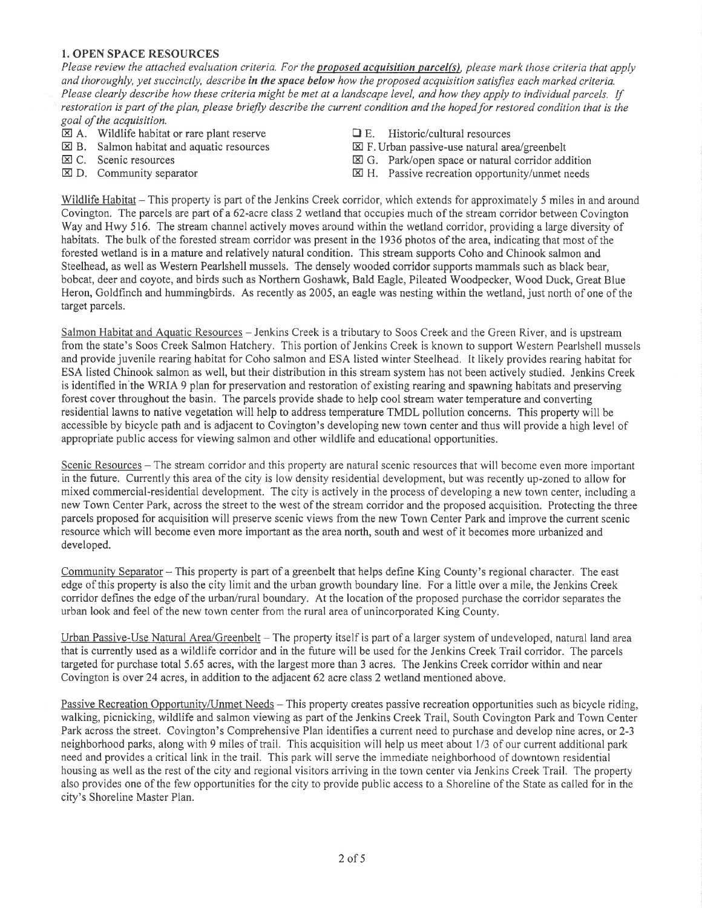## 1. OPEN SPACE RESOURCES

*Please review the attached evaluation criteria. For the* ***proposed acquisition parcel(s)****, please mark those criteria that apply and thoroughly, yet succinctly, describe* ***in the space below*** *how the proposed acquisition satisfies each marked criteria. Please clearly describe how these criteria might be met at a landscape level, and how they apply to individual parcels. If restoration is part of the plan, please briefly describe the current condition and the hoped for restored condition that is the goal of the acquisition.*

- ☒ A. Wildlife habitat or rare plant reserve
- ☒ B. Salmon habitat and aquatic resources
- ☒ C. Scenic resources
- ☒ D. Community separator
- ☐ E. Historic/cultural resources
- ☒ F. Urban passive-use natural area/greenbelt
- ☒ G. Park/open space or natural corridor addition
- ☒ H. Passive recreation opportunity/unmet needs

Wildlife Habitat – This property is part of the Jenkins Creek corridor, which extends for approximately 5 miles in and around Covington. The parcels are part of a 62-acre class 2 wetland that occupies much of the stream corridor between Covington Way and Hwy 516. The stream channel actively moves around within the wetland corridor, providing a large diversity of habitats. The bulk of the forested stream corridor was present in the 1936 photos of the area, indicating that most of the forested wetland is in a mature and relatively natural condition. This stream supports Coho and Chinook salmon and Steelhead, as well as Western Pearlshell mussels. The densely wooded corridor supports mammals such as black bear, bobcat, deer and coyote, and birds such as Northern Goshawk, Bald Eagle, Pileated Woodpecker, Wood Duck, Great Blue Heron, Goldfinch and hummingbirds. As recently as 2005, an eagle was nesting within the wetland, just north of one of the target parcels.

Salmon Habitat and Aquatic Resources – Jenkins Creek is a tributary to Soos Creek and the Green River, and is upstream from the state's Soos Creek Salmon Hatchery. This portion of Jenkins Creek is known to support Western Pearlshell mussels and provide juvenile rearing habitat for Coho salmon and ESA listed winter Steelhead. It likely provides rearing habitat for ESA listed Chinook salmon as well, but their distribution in this stream system has not been actively studied. Jenkins Creek is identified in the WRIA 9 plan for preservation and restoration of existing rearing and spawning habitats and preserving forest cover throughout the basin. The parcels provide shade to help cool stream water temperature and converting residential lawns to native vegetation will help to address temperature TMDL pollution concerns. This property will be accessible by bicycle path and is adjacent to Covington's developing new town center and thus will provide a high level of appropriate public access for viewing salmon and other wildlife and educational opportunities.

Scenic Resources – The stream corridor and this property are natural scenic resources that will become even more important in the future. Currently this area of the city is low density residential development, but was recently up-zoned to allow for mixed commercial-residential development. The city is actively in the process of developing a new town center, including a new Town Center Park, across the street to the west of the stream corridor and the proposed acquisition. Protecting the three parcels proposed for acquisition will preserve scenic views from the new Town Center Park and improve the current scenic resource which will become even more important as the area north, south and west of it becomes more urbanized and developed.

Community Separator – This property is part of a greenbelt that helps define King County's regional character. The east edge of this property is also the city limit and the urban growth boundary line. For a little over a mile, the Jenkins Creek corridor defines the edge of the urban/rural boundary. At the location of the proposed purchase the corridor separates the urban look and feel of the new town center from the rural area of unincorporated King County.

Urban Passive-Use Natural Area/Greenbelt – The property itself is part of a larger system of undeveloped, natural land area that is currently used as a wildlife corridor and in the future will be used for the Jenkins Creek Trail corridor. The parcels targeted for purchase total 5.65 acres, with the largest more than 3 acres. The Jenkins Creek corridor within and near Covington is over 24 acres, in addition to the adjacent 62 acre class 2 wetland mentioned above.

Passive Recreation Opportunity/Unmet Needs – This property creates passive recreation opportunities such as bicycle riding, walking, picnicking, wildlife and salmon viewing as part of the Jenkins Creek Trail, South Covington Park and Town Center Park across the street. Covington's Comprehensive Plan identifies a current need to purchase and develop nine acres, or 2-3 neighborhood parks, along with 9 miles of trail. This acquisition will help us meet about 1/3 of our current additional park need and provides a critical link in the trail. This park will serve the immediate neighborhood of downtown residential housing as well as the rest of the city and regional visitors arriving in the town center via Jenkins Creek Trail. The property also provides one of the few opportunities for the city to provide public access to a Shoreline of the State as called for in the city's Shoreline Master Plan.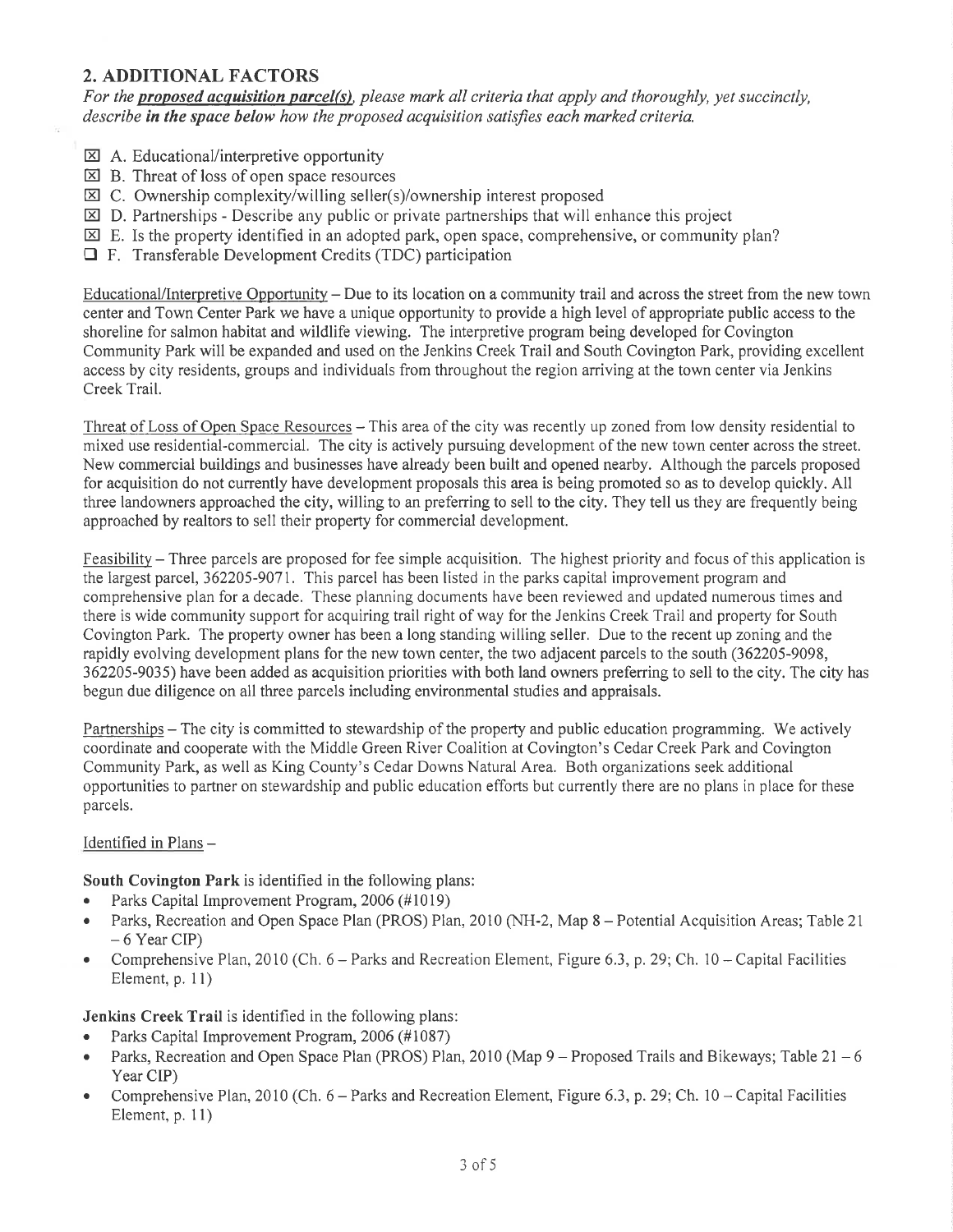## 2. ADDITIONAL FACTORS

*For the **proposed acquisition parcel(s)**, please mark all criteria that apply and thoroughly, yet succinctly, describe **in the space below** how the proposed acquisition satisfies each marked criteria.*

- ☒ A. Educational/interpretive opportunity
- ☒ B. Threat of loss of open space resources
- ☒ C. Ownership complexity/willing seller(s)/ownership interest proposed
- ☒ D. Partnerships - Describe any public or private partnerships that will enhance this project
- ☒ E. Is the property identified in an adopted park, open space, comprehensive, or community plan?
- ☐ F. Transferable Development Credits (TDC) participation

Educational/Interpretive Opportunity – Due to its location on a community trail and across the street from the new town center and Town Center Park we have a unique opportunity to provide a high level of appropriate public access to the shoreline for salmon habitat and wildlife viewing. The interpretive program being developed for Covington Community Park will be expanded and used on the Jenkins Creek Trail and South Covington Park, providing excellent access by city residents, groups and individuals from throughout the region arriving at the town center via Jenkins Creek Trail.

Threat of Loss of Open Space Resources – This area of the city was recently up zoned from low density residential to mixed use residential-commercial. The city is actively pursuing development of the new town center across the street. New commercial buildings and businesses have already been built and opened nearby. Although the parcels proposed for acquisition do not currently have development proposals this area is being promoted so as to develop quickly. All three landowners approached the city, willing to an preferring to sell to the city. They tell us they are frequently being approached by realtors to sell their property for commercial development.

Feasibility – Three parcels are proposed for fee simple acquisition. The highest priority and focus of this application is the largest parcel, 362205-9071. This parcel has been listed in the parks capital improvement program and comprehensive plan for a decade. These planning documents have been reviewed and updated numerous times and there is wide community support for acquiring trail right of way for the Jenkins Creek Trail and property for South Covington Park. The property owner has been a long standing willing seller. Due to the recent up zoning and the rapidly evolving development plans for the new town center, the two adjacent parcels to the south (362205-9098, 362205-9035) have been added as acquisition priorities with both land owners preferring to sell to the city. The city has begun due diligence on all three parcels including environmental studies and appraisals.

Partnerships – The city is committed to stewardship of the property and public education programming. We actively coordinate and cooperate with the Middle Green River Coalition at Covington's Cedar Creek Park and Covington Community Park, as well as King County's Cedar Downs Natural Area. Both organizations seek additional opportunities to partner on stewardship and public education efforts but currently there are no plans in place for these parcels.

Identified in Plans –

**South Covington Park** is identified in the following plans:

- Parks Capital Improvement Program, 2006 (#1019)
- Parks, Recreation and Open Space Plan (PROS) Plan, 2010 (NH-2, Map 8 – Potential Acquisition Areas; Table 21 – 6 Year CIP)
- Comprehensive Plan, 2010 (Ch. 6 – Parks and Recreation Element, Figure 6.3, p. 29; Ch. 10 – Capital Facilities Element, p. 11)

**Jenkins Creek Trail** is identified in the following plans:

- Parks Capital Improvement Program, 2006 (#1087)
- Parks, Recreation and Open Space Plan (PROS) Plan, 2010 (Map 9 – Proposed Trails and Bikeways; Table 21 – 6 Year CIP)
- Comprehensive Plan, 2010 (Ch. 6 – Parks and Recreation Element, Figure 6.3, p. 29; Ch. 10 – Capital Facilities Element, p. 11)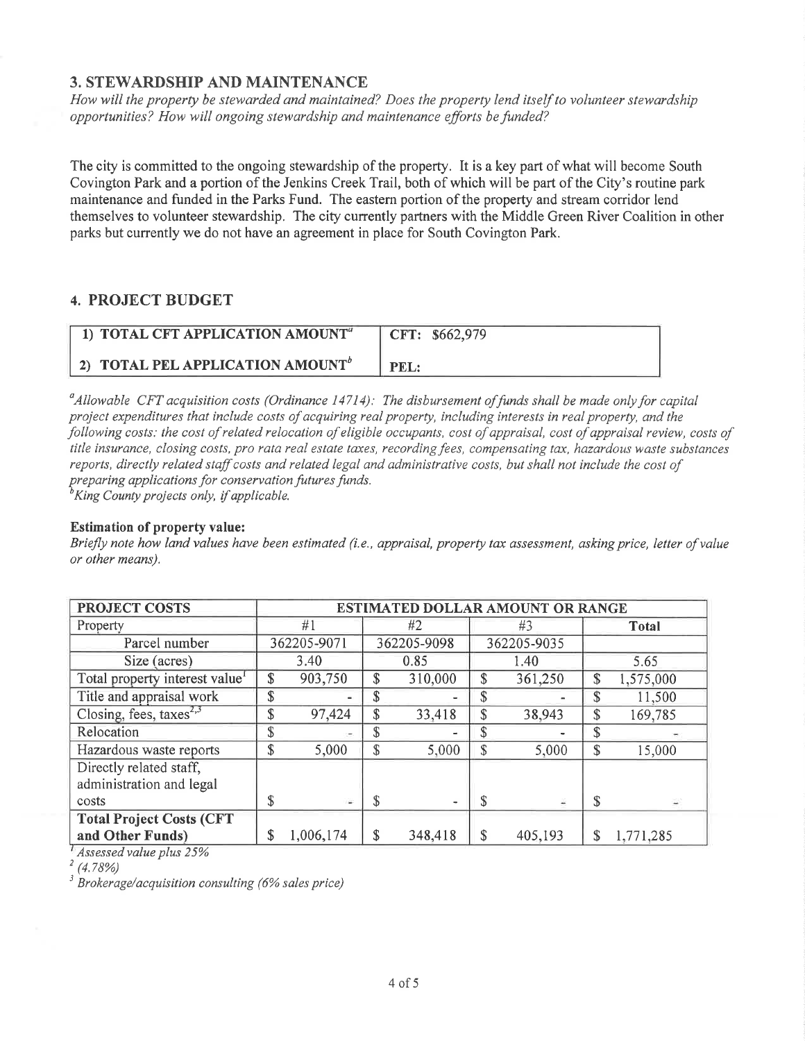## 3. STEWARDSHIP AND MAINTENANCE

*How will the property be stewarded and maintained? Does the property lend itself to volunteer stewardship opportunities? How will ongoing stewardship and maintenance efforts be funded?*

The city is committed to the ongoing stewardship of the property. It is a key part of what will become South Covington Park and a portion of the Jenkins Creek Trail, both of which will be part of the City's routine park maintenance and funded in the Parks Fund. The eastern portion of the property and stream corridor lend themselves to volunteer stewardship. The city currently partners with the Middle Green River Coalition in other parks but currently we do not have an agreement in place for South Covington Park.

## 4. PROJECT BUDGET

| | |
|---|---|
| **1) TOTAL CFT APPLICATION AMOUNT[a]** | CFT: $662,979 |
| **2) TOTAL PEL APPLICATION AMOUNT[b]** | PEL: |

*[a]Allowable CFT acquisition costs (Ordinance 14714): The disbursement of funds shall be made only for capital project expenditures that include costs of acquiring real property, including interests in real property, and the following costs: the cost of related relocation of eligible occupants, cost of appraisal, cost of appraisal review, costs of title insurance, closing costs, pro rata real estate taxes, recording fees, compensating tax, hazardous waste substances reports, directly related staff costs and related legal and administrative costs, but shall not include the cost of preparing applications for conservation futures funds.*
*[b]King County projects only, if applicable.*

**Estimation of property value:**
*Briefly note how land values have been estimated (i.e., appraisal, property tax assessment, asking price, letter of value or other means).*

| PROJECT COSTS | ESTIMATED DOLLAR AMOUNT OR RANGE | | | |
|---|---|---|---|---|
| Property | #1 | #2 | #3 | Total |
| Parcel number | 362205-9071 | 362205-9098 | 362205-9035 | |
| Size (acres) | 3.40 | 0.85 | 1.40 | 5.65 |
| Total property interest value[1] | $ 903,750 | $ 310,000 | $ 361,250 | $ 1,575,000 |
| Title and appraisal work | $ - | $ - | $ - | $ 11,500 |
| Closing, fees, taxes[2,3] | $ 97,424 | $ 33,418 | $ 38,943 | $ 169,785 |
| Relocation | $ - | $ - | $ - | $ - |
| Hazardous waste reports | $ 5,000 | $ 5,000 | $ 5,000 | $ 15,000 |
| Directly related staff, administration and legal costs | $ - | $ - | $ - | $ - |
| **Total Project Costs (CFT and Other Funds)** | $ 1,006,174 | $ 348,418 | $ 405,193 | $ 1,771,285 |

*[1] Assessed value plus 25%*
*[2] (4.78%)*
*[3] Brokerage/acquisition consulting (6% sales price)*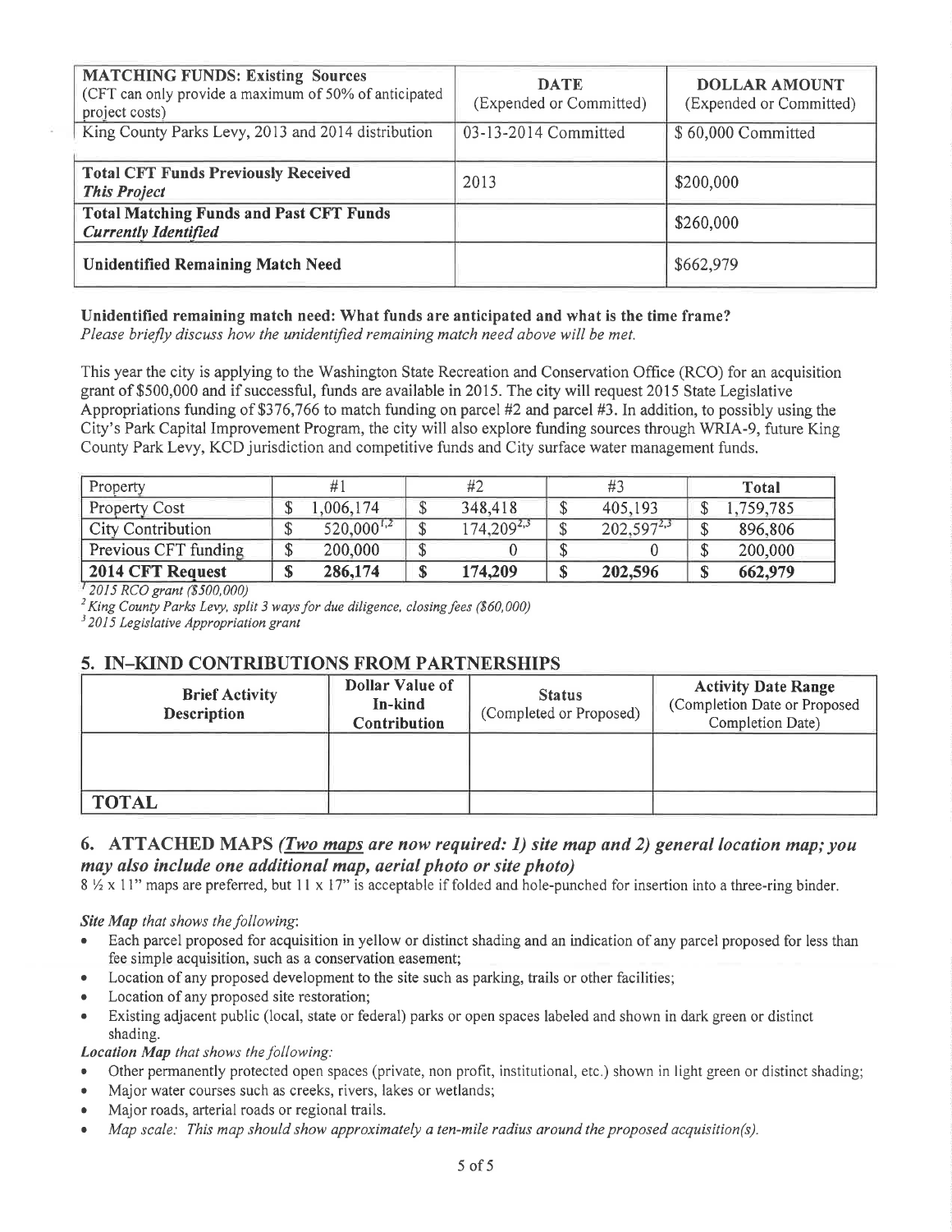| **MATCHING FUNDS: Existing Sources** (CFT can only provide a maximum of 50% of anticipated project costs) | **DATE** (Expended or Committed) | **DOLLAR AMOUNT** (Expended or Committed) |
|---|---|---|
| King County Parks Levy, 2013 and 2014 distribution | 03-13-2014 Committed | $ 60,000 Committed |
| **Total CFT Funds Previously Received** ***This Project*** | 2013 | $200,000 |
| **Total Matching Funds and Past CFT Funds** ***Currently Identified*** | | $260,000 |
| **Unidentified Remaining Match Need** | | $662,979 |

**Unidentified remaining match need: What funds are anticipated and what is the time frame?**
*Please briefly discuss how the unidentified remaining match need above will be met.*

This year the city is applying to the Washington State Recreation and Conservation Office (RCO) for an acquisition grant of $500,000 and if successful, funds are available in 2015. The city will request 2015 State Legislative Appropriations funding of $376,766 to match funding on parcel #2 and parcel #3. In addition, to possibly using the City's Park Capital Improvement Program, the city will also explore funding sources through WRIA-9, future King County Park Levy, KCD jurisdiction and competitive funds and City surface water management funds.

| Property | #1 | #2 | #3 | Total |
|---|---|---|---|---|
| Property Cost | $ 1,006,174 | $ 348,418 | $ 405,193 | $ 1,759,785 |
| City Contribution | $ 520,000[1,2] | $ 174,209[2,3] | $ 202,597[2,3] | $ 896,806 |
| Previous CFT funding | $ 200,000 | $ 0 | $ 0 | $ 200,000 |
| **2014 CFT Request** | **$ 286,174** | **$ 174,209** | **$ 202,596** | **$ 662,979** |

[1] *2015 RCO grant ($500,000)*
[2] *King County Parks Levy, split 3 ways for due diligence, closing fees ($60,000)*
[3] *2015 Legislative Appropriation grant*

## 5. IN-KIND CONTRIBUTIONS FROM PARTNERSHIPS

| Brief Activity Description | Dollar Value of In-kind Contribution | Status (Completed or Proposed) | Activity Date Range (Completion Date or Proposed Completion Date) |
|---|---|---|---|
| | | | |
| **TOTAL** | | | |

## 6. ATTACHED MAPS *(Two maps are now required: 1) site map and 2) general location map; you may also include one additional map, aerial photo or site photo)*

8 ½ x 11" maps are preferred, but 11 x 17" is acceptable if folded and hole-punched for insertion into a three-ring binder.

***Site Map** that shows the following*:
- Each parcel proposed for acquisition in yellow or distinct shading and an indication of any parcel proposed for less than fee simple acquisition, such as a conservation easement;
- Location of any proposed development to the site such as parking, trails or other facilities;
- Location of any proposed site restoration;
- Existing adjacent public (local, state or federal) parks or open spaces labeled and shown in dark green or distinct shading.

***Location Map** that shows the following:*
- Other permanently protected open spaces (private, non profit, institutional, etc.) shown in light green or distinct shading;
- Major water courses such as creeks, rivers, lakes or wetlands;
- Major roads, arterial roads or regional trails.
- *Map scale: This map should show approximately a ten-mile radius around the proposed acquisition(s).*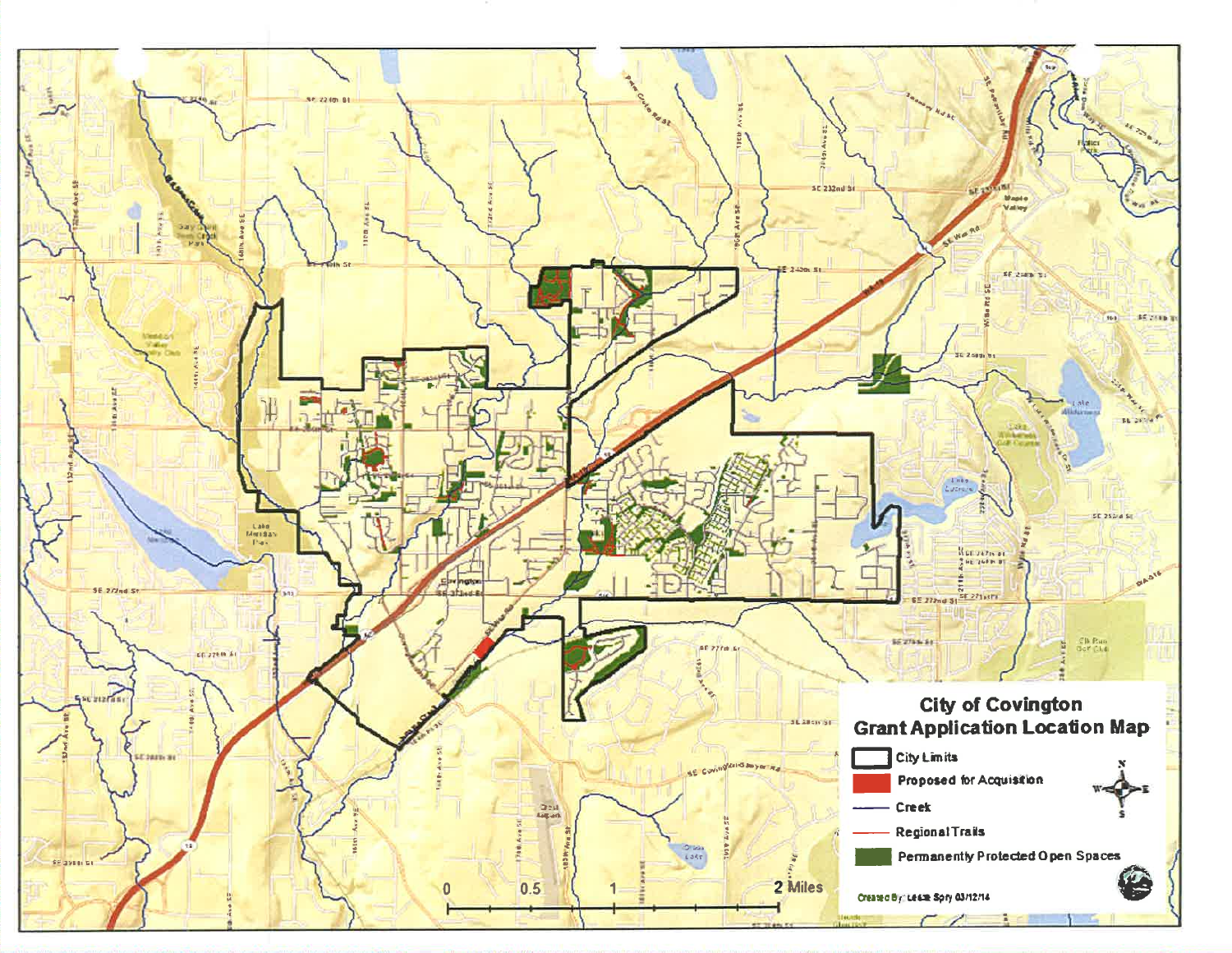# City of Covington

## Grant Application Location Map

- City Limits
- Proposed for Acquisition
- Creek
- Regional Trails
- Permanently Protected Open Spaces

0 0.5 1 2 Miles

Created By: Leslie Spry 03/12/14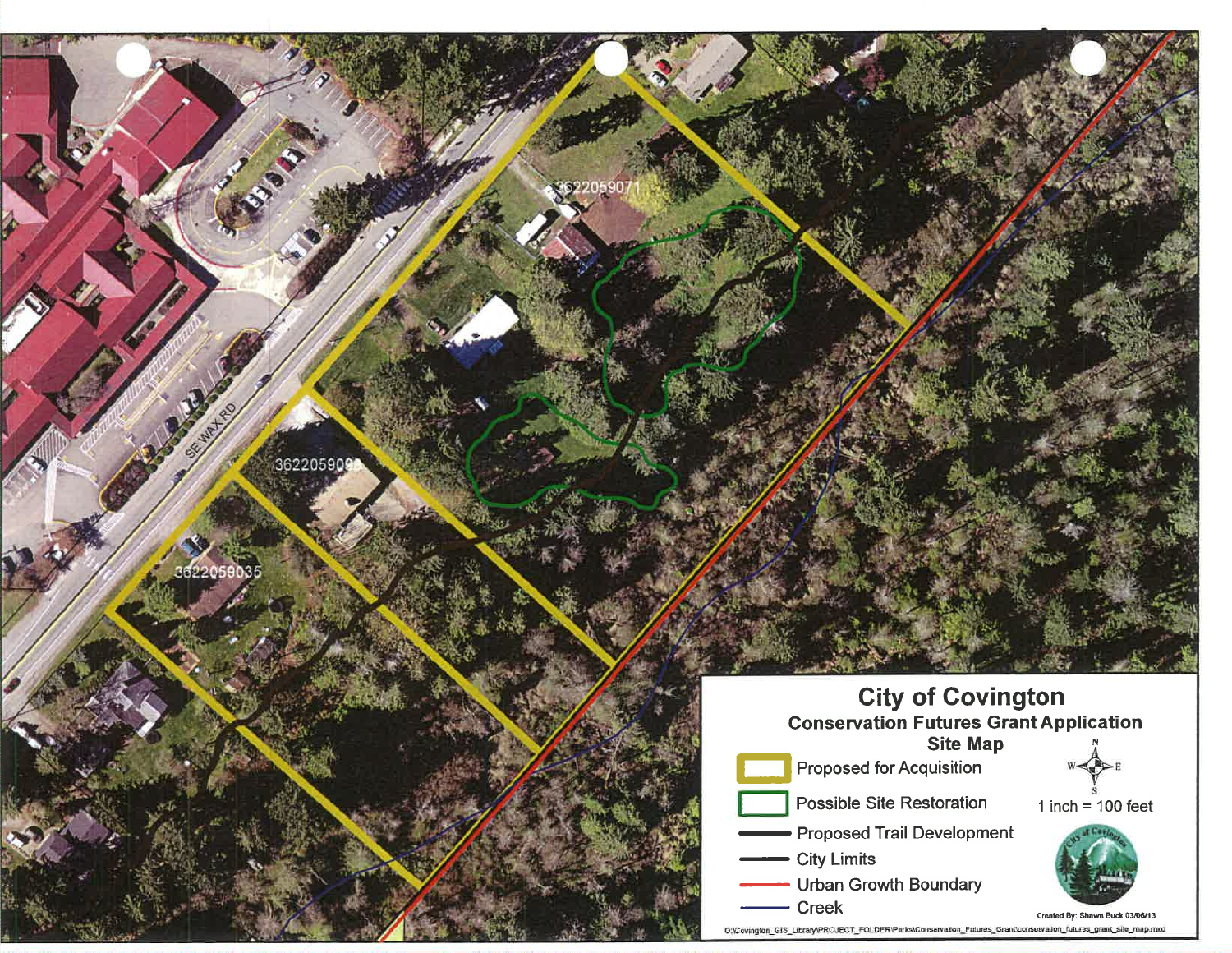SE WAX RD

3622059071

3622059098

3622059035

# City of Covington

## Conservation Futures Grant Application Site Map

Proposed for Acquisition

Possible Site Restoration

Proposed Trail Development

City Limits

Urban Growth Boundary

Creek

N W E S

1 inch = 100 feet

Created By: Shawn Buck 03/06/13

O:\Covington_GIS_Library\PROJECT_FOLDER\Parks\Conservation_Futures_Grant\conservation_futures_grant_site_map.mxd